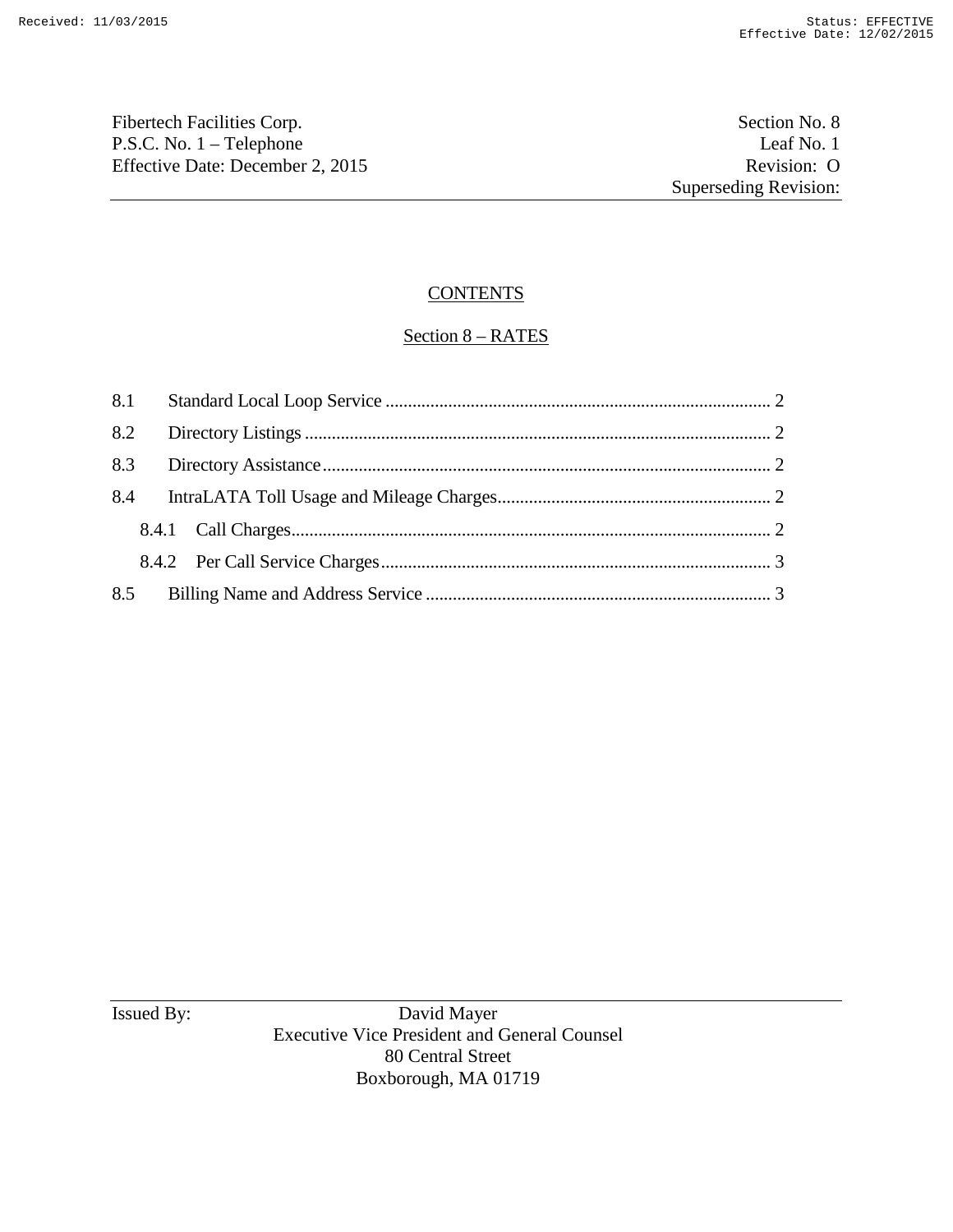Fibertech Facilities Corp. | Section No. 8
P.S.C. No. 1 – Telephone | Leaf No. 1
Effective Date: December 2, 2015 | Revision: O
Superseding Revision:

## CONTENTS

## Section 8 – RATES

8.1 Standard Local Loop Service ..................... 2

8.2 Directory Listings ..................... 2

8.3 Directory Assistance ..................... 2

8.4 IntraLATA Toll Usage and Mileage Charges ..................... 2

- 8.4.1 Call Charges ..................... 2
- 8.4.2 Per Call Service Charges ..................... 3

8.5 Billing Name and Address Service ..................... 3

Issued By: David Mayer
Executive Vice President and General Counsel
80 Central Street
Boxborough, MA 01719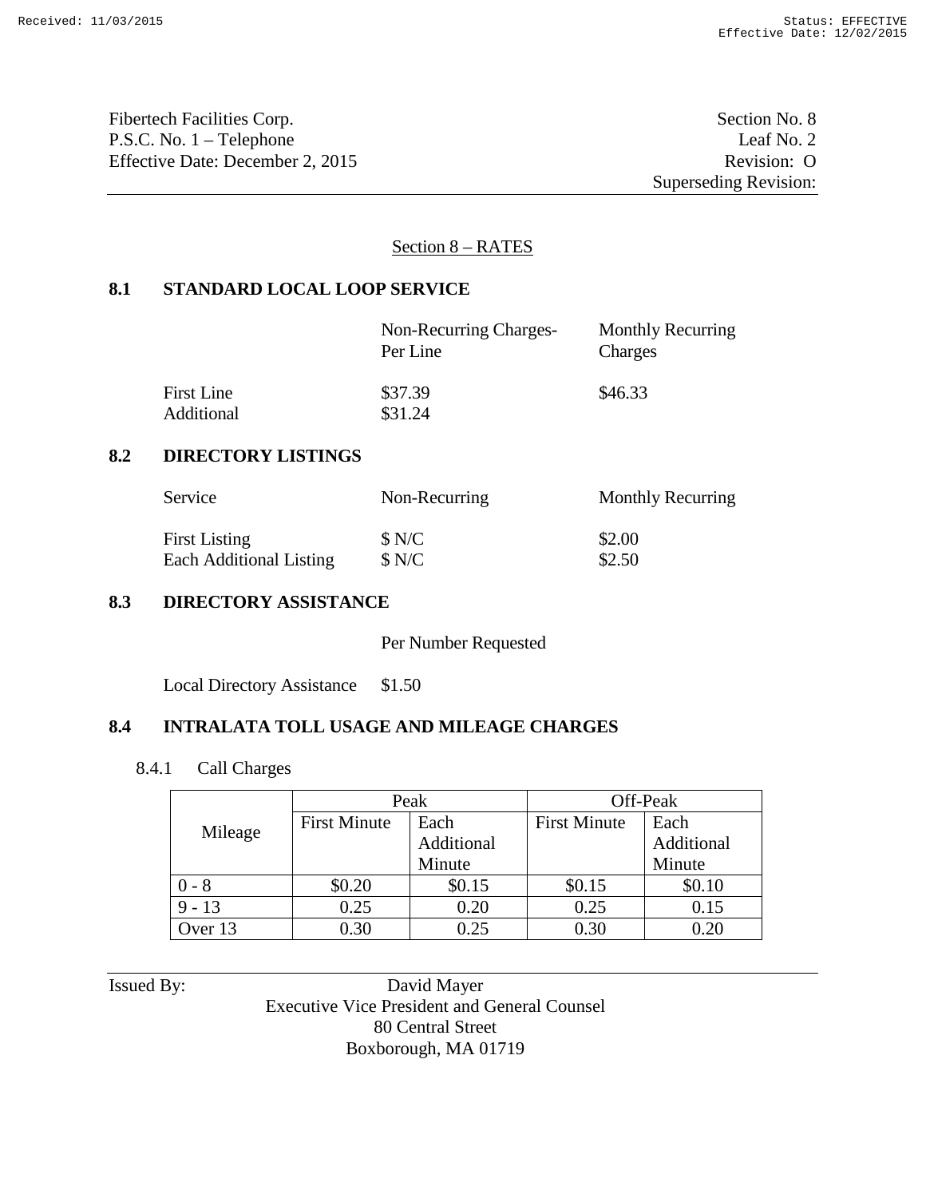Fibertech Facilities Corp.
P.S.C. No. 1 – Telephone
Effective Date: December 2, 2015

Section No. 8
Leaf No. 2
Revision: O
Superseding Revision:

## Section 8 – RATES

### 8.1 STANDARD LOCAL LOOP SERVICE

| | Non-Recurring Charges-Per Line | Monthly Recurring Charges |
|---|---|---|
| First Line | $37.39 | $46.33 |
| Additional | $31.24 | |

### 8.2 DIRECTORY LISTINGS

| Service | Non-Recurring | Monthly Recurring |
|---|---|---|
| First Listing | $ N/C | $2.00 |
| Each Additional Listing | $ N/C | $2.50 |

### 8.3 DIRECTORY ASSISTANCE

| | Per Number Requested |
|---|---|
| Local Directory Assistance | $1.50 |

### 8.4 INTRALATA TOLL USAGE AND MILEAGE CHARGES

8.4.1 Call Charges

| Mileage | Peak | | Off-Peak | |
|---|---|---|---|---|
| | First Minute | Each Additional Minute | First Minute | Each Additional Minute |
| 0 - 8 | $0.20 | $0.15 | $0.15 | $0.10 |
| 9 - 13 | 0.25 | 0.20 | 0.25 | 0.15 |
| Over 13 | 0.30 | 0.25 | 0.30 | 0.20 |

Issued By: David Mayer
Executive Vice President and General Counsel
80 Central Street
Boxborough, MA 01719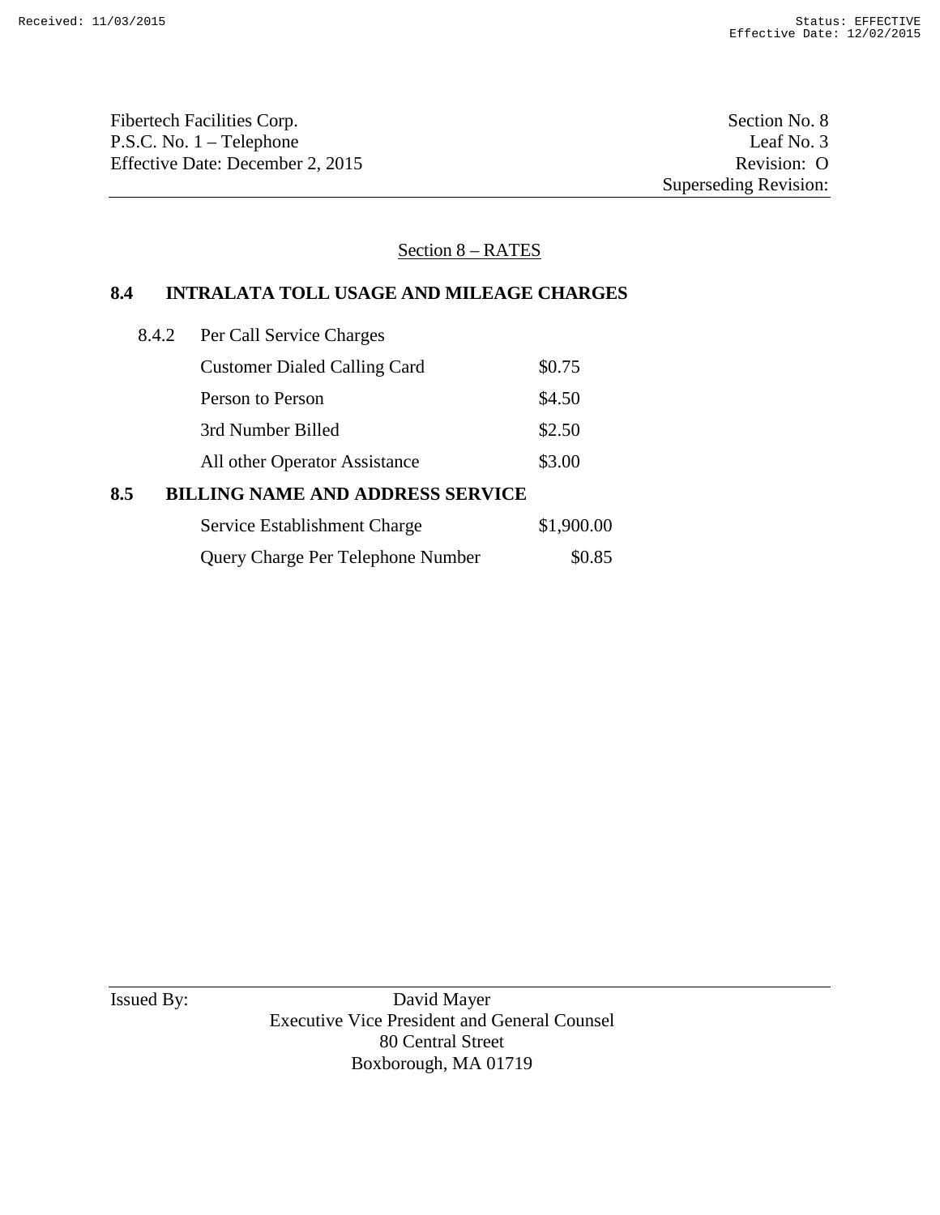Fibertech Facilities Corp. | Section No. 8
P.S.C. No. 1 – Telephone | Leaf No. 3
Effective Date: December 2, 2015 | Revision: O
Superseding Revision:

Section 8 – RATES

**8.4 INTRALATA TOLL USAGE AND MILEAGE CHARGES**

8.4.2 Per Call Service Charges

| | |
|---|---|
| Customer Dialed Calling Card | $0.75 |
| Person to Person | $4.50 |
| 3rd Number Billed | $2.50 |
| All other Operator Assistance | $3.00 |

**8.5 BILLING NAME AND ADDRESS SERVICE**

| | |
|---|---|
| Service Establishment Charge | $1,900.00 |
| Query Charge Per Telephone Number | $0.85 |

Issued By: David Mayer
Executive Vice President and General Counsel
80 Central Street
Boxborough, MA 01719